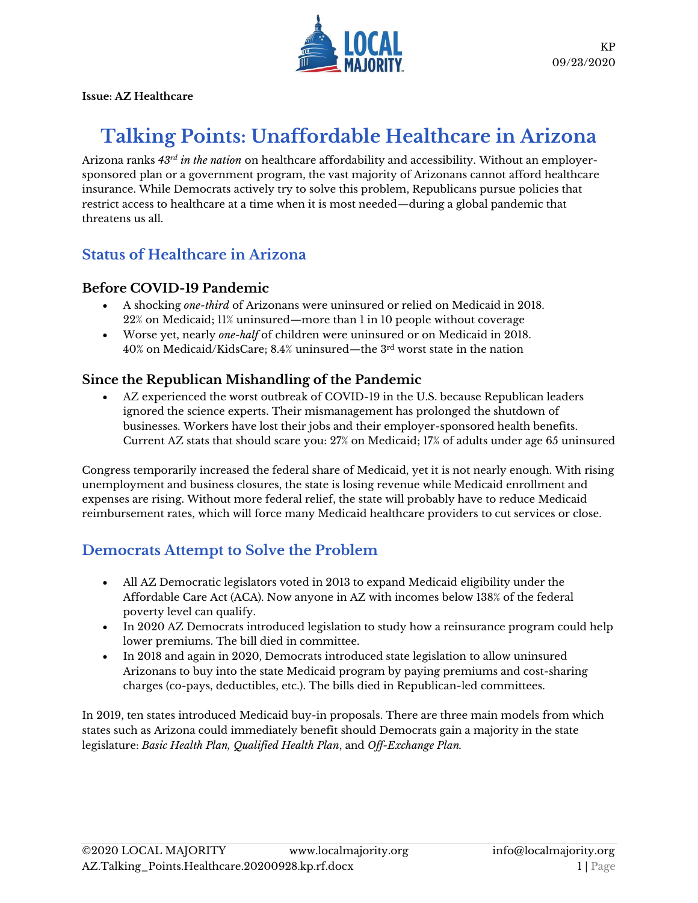KP
09/23/2020

**Issue: AZ Healthcare**

# Talking Points: Unaffordable Healthcare in Arizona

Arizona ranks *43rd in the nation* on healthcare affordability and accessibility. Without an employer-sponsored plan or a government program, the vast majority of Arizonans cannot afford healthcare insurance. While Democrats actively try to solve this problem, Republicans pursue policies that restrict access to healthcare at a time when it is most needed—during a global pandemic that threatens us all.

## Status of Healthcare in Arizona

### Before COVID-19 Pandemic

- A shocking *one-third* of Arizonans were uninsured or relied on Medicaid in 2018.
  22% on Medicaid; 11% uninsured—more than 1 in 10 people without coverage
- Worse yet, nearly *one-half* of children were uninsured or on Medicaid in 2018.
  40% on Medicaid/KidsCare; 8.4% uninsured—the 3rd worst state in the nation

### Since the Republican Mishandling of the Pandemic

- AZ experienced the worst outbreak of COVID-19 in the U.S. because Republican leaders ignored the science experts. Their mismanagement has prolonged the shutdown of businesses. Workers have lost their jobs and their employer-sponsored health benefits. Current AZ stats that should scare you: 27% on Medicaid; 17% of adults under age 65 uninsured

Congress temporarily increased the federal share of Medicaid, yet it is not nearly enough. With rising unemployment and business closures, the state is losing revenue while Medicaid enrollment and expenses are rising. Without more federal relief, the state will probably have to reduce Medicaid reimbursement rates, which will force many Medicaid healthcare providers to cut services or close.

## Democrats Attempt to Solve the Problem

- All AZ Democratic legislators voted in 2013 to expand Medicaid eligibility under the Affordable Care Act (ACA). Now anyone in AZ with incomes below 138% of the federal poverty level can qualify.
- In 2020 AZ Democrats introduced legislation to study how a reinsurance program could help lower premiums. The bill died in committee.
- In 2018 and again in 2020, Democrats introduced state legislation to allow uninsured Arizonans to buy into the state Medicaid program by paying premiums and cost-sharing charges (co-pays, deductibles, etc.). The bills died in Republican-led committees.

In 2019, ten states introduced Medicaid buy-in proposals. There are three main models from which states such as Arizona could immediately benefit should Democrats gain a majority in the state legislature: *Basic Health Plan, Qualified Health Plan*, and *Off-Exchange Plan.*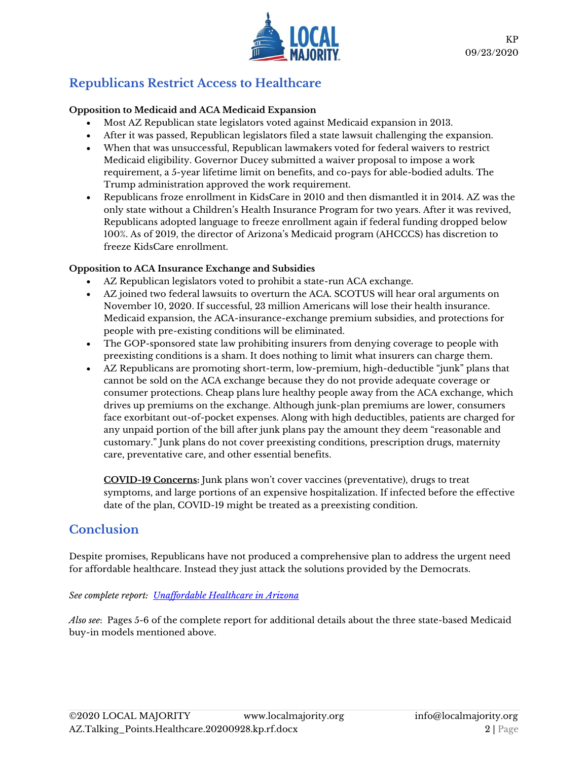## Republicans Restrict Access to Healthcare

**Opposition to Medicaid and ACA Medicaid Expansion**

- Most AZ Republican state legislators voted against Medicaid expansion in 2013.
- After it was passed, Republican legislators filed a state lawsuit challenging the expansion.
- When that was unsuccessful, Republican lawmakers voted for federal waivers to restrict Medicaid eligibility. Governor Ducey submitted a waiver proposal to impose a work requirement, a 5-year lifetime limit on benefits, and co-pays for able-bodied adults. The Trump administration approved the work requirement.
- Republicans froze enrollment in KidsCare in 2010 and then dismantled it in 2014. AZ was the only state without a Children's Health Insurance Program for two years. After it was revived, Republicans adopted language to freeze enrollment again if federal funding dropped below 100%. As of 2019, the director of Arizona's Medicaid program (AHCCCS) has discretion to freeze KidsCare enrollment.

**Opposition to ACA Insurance Exchange and Subsidies**

- AZ Republican legislators voted to prohibit a state-run ACA exchange.
- AZ joined two federal lawsuits to overturn the ACA. SCOTUS will hear oral arguments on November 10, 2020. If successful, 23 million Americans will lose their health insurance. Medicaid expansion, the ACA-insurance-exchange premium subsidies, and protections for people with pre-existing conditions will be eliminated.
- The GOP-sponsored state law prohibiting insurers from denying coverage to people with preexisting conditions is a sham. It does nothing to limit what insurers can charge them.
- AZ Republicans are promoting short-term, low-premium, high-deductible "junk" plans that cannot be sold on the ACA exchange because they do not provide adequate coverage or consumer protections. Cheap plans lure healthy people away from the ACA exchange, which drives up premiums on the exchange. Although junk-plan premiums are lower, consumers face exorbitant out-of-pocket expenses. Along with high deductibles, patients are charged for any unpaid portion of the bill after junk plans pay the amount they deem "reasonable and customary." Junk plans do not cover preexisting conditions, prescription drugs, maternity care, preventative care, and other essential benefits.

  **COVID-19 Concerns:** Junk plans won't cover vaccines (preventative), drugs to treat symptoms, and large portions of an expensive hospitalization. If infected before the effective date of the plan, COVID-19 might be treated as a preexisting condition.

## Conclusion

Despite promises, Republicans have not produced a comprehensive plan to address the urgent need for affordable healthcare. Instead they just attack the solutions provided by the Democrats.

*See complete report:* *Unaffordable Healthcare in Arizona*

*Also see*: Pages 5-6 of the complete report for additional details about the three state-based Medicaid buy-in models mentioned above.